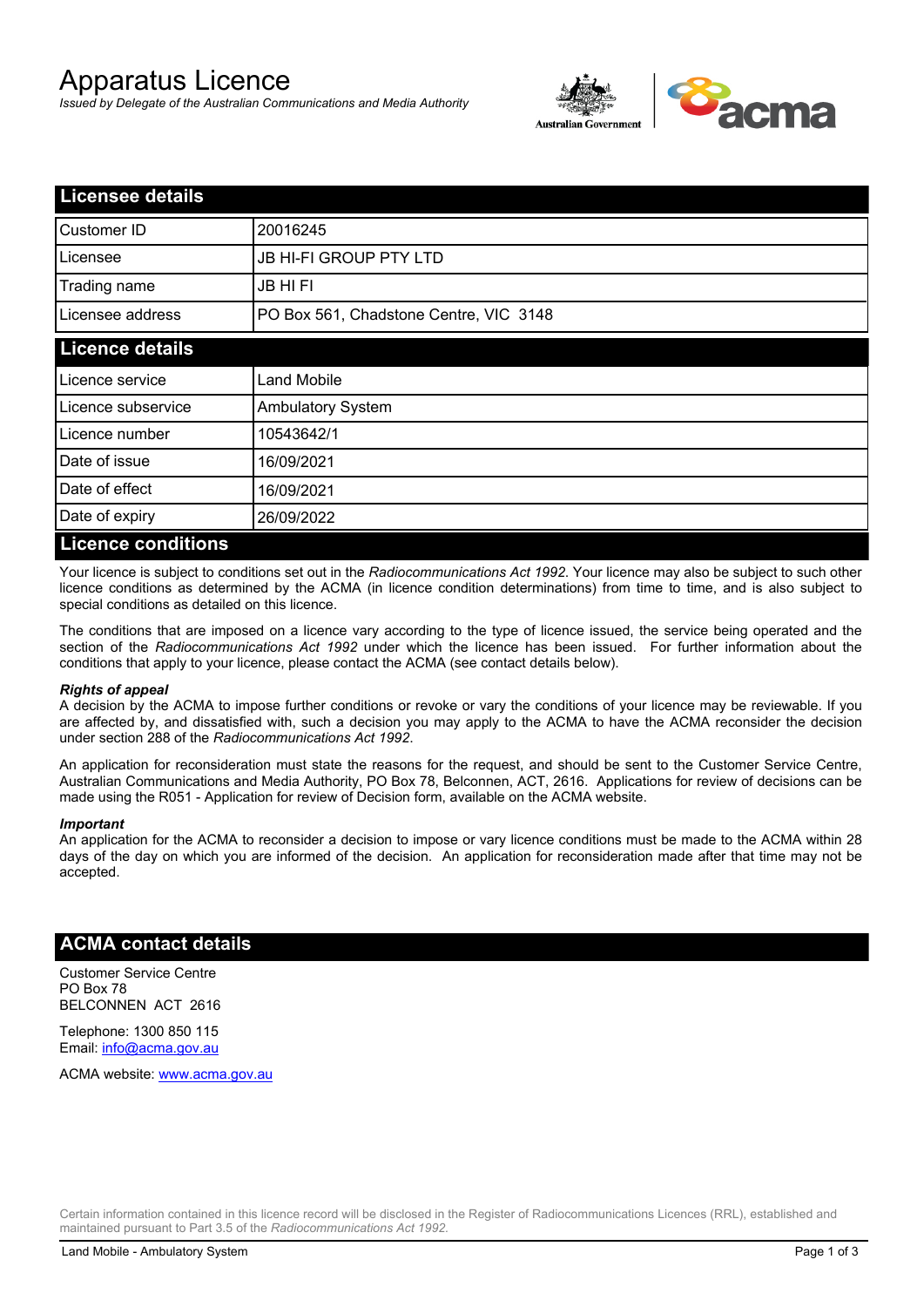# Apparatus Licence

*Issued by Delegate of the Australian Communications and Media Authority*

## Licensee details

| | |
|---|---|
| Customer ID | 20016245 |
| Licensee | JB HI-FI GROUP PTY LTD |
| Trading name | JB HI FI |
| Licensee address | PO Box 561, Chadstone Centre, VIC 3148 |

## Licence details

| | |
|---|---|
| Licence service | Land Mobile |
| Licence subservice | Ambulatory System |
| Licence number | 10543642/1 |
| Date of issue | 16/09/2021 |
| Date of effect | 16/09/2021 |
| Date of expiry | 26/09/2022 |

## Licence conditions

Your licence is subject to conditions set out in the *Radiocommunications Act 1992*. Your licence may also be subject to such other licence conditions as determined by the ACMA (in licence condition determinations) from time to time, and is also subject to special conditions as detailed on this licence.

The conditions that are imposed on a licence vary according to the type of licence issued, the service being operated and the section of the *Radiocommunications Act 1992* under which the licence has been issued. For further information about the conditions that apply to your licence, please contact the ACMA (see contact details below).

#### *Rights of appeal*

A decision by the ACMA to impose further conditions or revoke or vary the conditions of your licence may be reviewable. If you are affected by, and dissatisfied with, such a decision you may apply to the ACMA to have the ACMA reconsider the decision under section 288 of the *Radiocommunications Act 1992*.

An application for reconsideration must state the reasons for the request, and should be sent to the Customer Service Centre, Australian Communications and Media Authority, PO Box 78, Belconnen, ACT, 2616. Applications for review of decisions can be made using the R051 - Application for review of Decision form, available on the ACMA website.

#### *Important*

An application for the ACMA to reconsider a decision to impose or vary licence conditions must be made to the ACMA within 28 days of the day on which you are informed of the decision. An application for reconsideration made after that time may not be accepted.

## ACMA contact details

Customer Service Centre
PO Box 78
BELCONNEN ACT 2616

Telephone: 1300 850 115
Email: info@acma.gov.au

ACMA website: www.acma.gov.au

Certain information contained in this licence record will be disclosed in the Register of Radiocommunications Licences (RRL), established and maintained pursuant to Part 3.5 of the *Radiocommunications Act 1992.*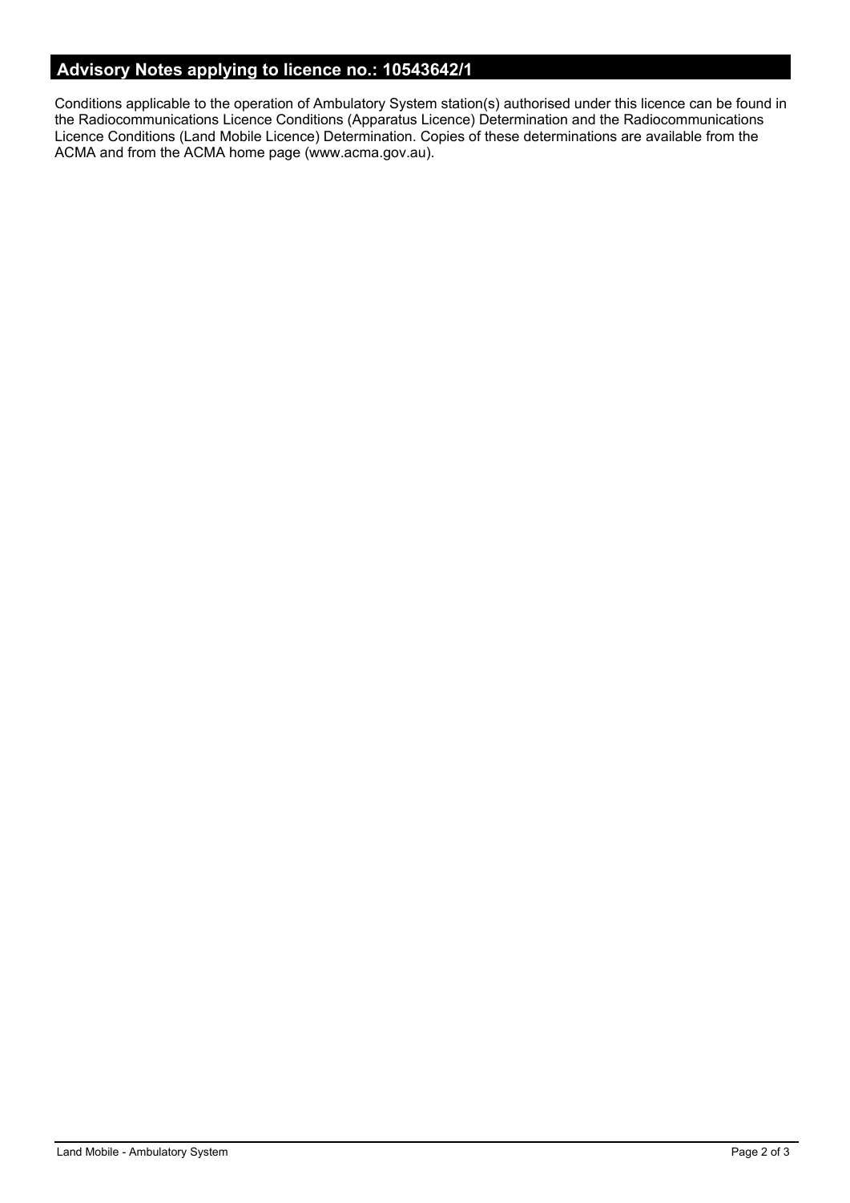## Advisory Notes applying to licence no.: 10543642/1

Conditions applicable to the operation of Ambulatory System station(s) authorised under this licence can be found in the Radiocommunications Licence Conditions (Apparatus Licence) Determination and the Radiocommunications Licence Conditions (Land Mobile Licence) Determination. Copies of these determinations are available from the ACMA and from the ACMA home page (www.acma.gov.au).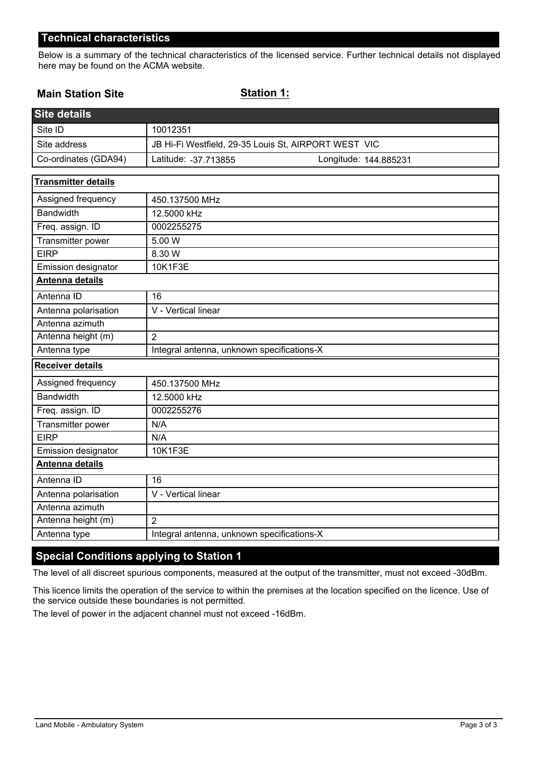## Technical characteristics

Below is a summary of the technical characteristics of the licensed service. Further technical details not displayed here may be found on the ACMA website.

**Main Station Site** **Station 1:**

| Site details | |
|---|---|
| Site ID | 10012351 |
| Site address | JB Hi-Fi Westfield, 29-35 Louis St, AIRPORT WEST VIC |
| Co-ordinates (GDA94) | Latitude: -37.713855 Longitude: 144.885231 |

| Transmitter details | |
|---|---|
| Assigned frequency | 450.137500 MHz |
| Bandwidth | 12.5000 kHz |
| Freq. assign. ID | 0002255275 |
| Transmitter power | 5.00 W |
| EIRP | 8.30 W |
| Emission designator | 10K1F3E |
| **Antenna details** | |
| Antenna ID | 16 |
| Antenna polarisation | V - Vertical linear |
| Antenna azimuth | |
| Antenna height (m) | 2 |
| Antenna type | Integral antenna, unknown specifications-X |

| Receiver details | |
|---|---|
| Assigned frequency | 450.137500 MHz |
| Bandwidth | 12.5000 kHz |
| Freq. assign. ID | 0002255276 |
| Transmitter power | N/A |
| EIRP | N/A |
| Emission designator | 10K1F3E |
| **Antenna details** | |
| Antenna ID | 16 |
| Antenna polarisation | V - Vertical linear |
| Antenna azimuth | |
| Antenna height (m) | 2 |
| Antenna type | Integral antenna, unknown specifications-X |

## Special Conditions applying to Station 1

The level of all discreet spurious components, measured at the output of the transmitter, must not exceed -30dBm.

This licence limits the operation of the service to within the premises at the location specified on the licence. Use of the service outside these boundaries is not permitted.

The level of power in the adjacent channel must not exceed -16dBm.